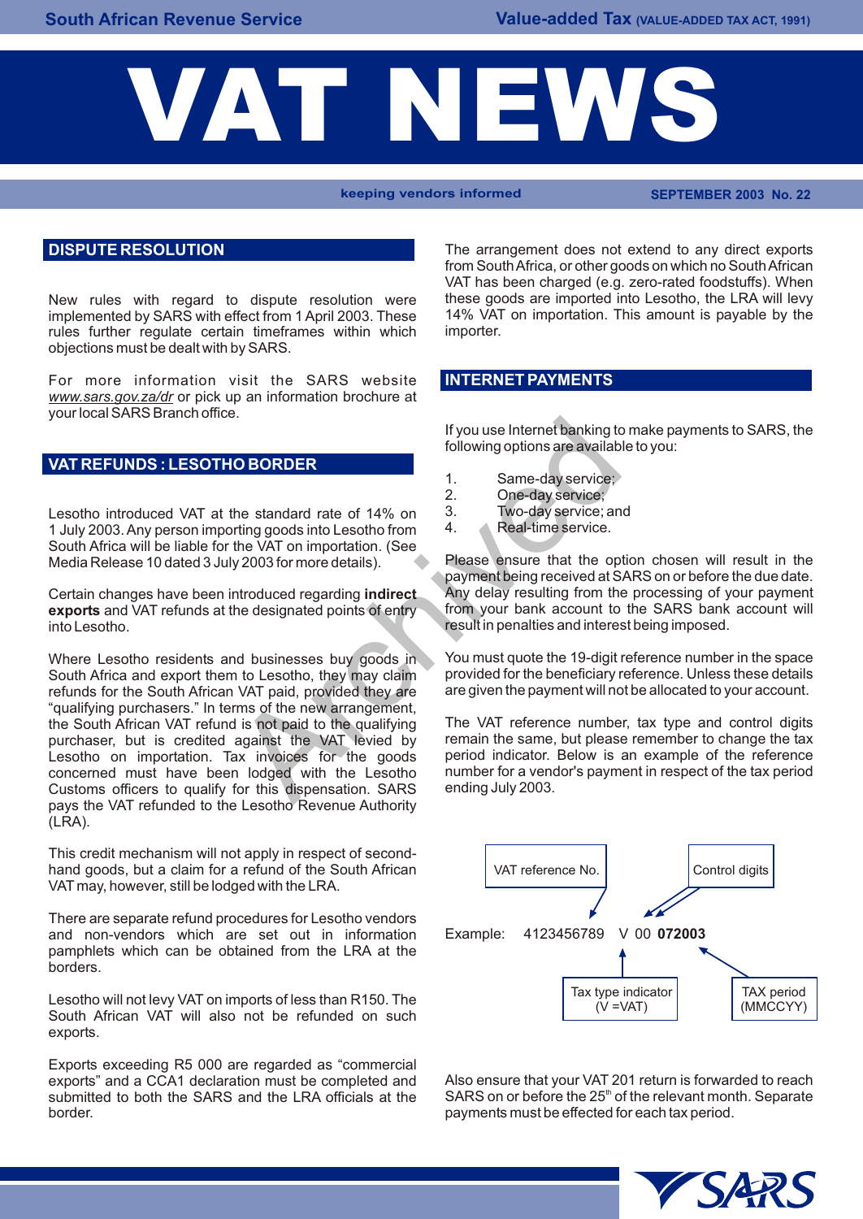# VAT NEWS

South African Revenue Service — Value-added Tax (VALUE-ADDED TAX ACT, 1991)

keeping vendors informed — SEPTEMBER 2003 No. 22

## DISPUTE RESOLUTION

New rules with regard to dispute resolution were implemented by SARS with effect from 1 April 2003. These rules further regulate certain timeframes within which objections must be dealt with by SARS.

For more information visit the SARS website *www.sars.gov.za/dr* or pick up an information brochure at your local SARS Branch office.

## VAT REFUNDS : LESOTHO BORDER

Lesotho introduced VAT at the standard rate of 14% on 1 July 2003. Any person importing goods into Lesotho from South Africa will be liable for the VAT on importation. (See Media Release 10 dated 3 July 2003 for more details).

Certain changes have been introduced regarding **indirect exports** and VAT refunds at the designated points of entry into Lesotho.

Where Lesotho residents and businesses buy goods in South Africa and export them to Lesotho, they may claim refunds for the South African VAT paid, provided they are "qualifying purchasers." In terms of the new arrangement, the South African VAT refund is not paid to the qualifying purchaser, but is credited against the VAT levied by Lesotho on importation. Tax invoices for the goods concerned must have been lodged with the Lesotho Customs officers to qualify for this dispensation. SARS pays the VAT refunded to the Lesotho Revenue Authority (LRA).

This credit mechanism will not apply in respect of second-hand goods, but a claim for a refund of the South African VAT may, however, still be lodged with the LRA.

There are separate refund procedures for Lesotho vendors and non-vendors which are set out in information pamphlets which can be obtained from the LRA at the borders.

Lesotho will not levy VAT on imports of less than R150. The South African VAT will also not be refunded on such exports.

Exports exceeding R5 000 are regarded as "commercial exports" and a CCA1 declaration must be completed and submitted to both the SARS and the LRA officials at the border.

The arrangement does not extend to any direct exports from South Africa, or other goods on which no South African VAT has been charged (e.g. zero-rated foodstuffs). When these goods are imported into Lesotho, the LRA will levy 14% VAT on importation. This amount is payable by the importer.

## INTERNET PAYMENTS

If you use Internet banking to make payments to SARS, the following options are available to you:

1. Same-day service;
2. One-day service;
3. Two-day service; and
4. Real-time service.

Please ensure that the option chosen will result in the payment being received at SARS on or before the due date. Any delay resulting from the processing of your payment from your bank account to the SARS bank account will result in penalties and interest being imposed.

You must quote the 19-digit reference number in the space provided for the beneficiary reference. Unless these details are given the payment will not be allocated to your account.

The VAT reference number, tax type and control digits remain the same, but please remember to change the tax period indicator. Below is an example of the reference number for a vendor's payment in respect of the tax period ending July 2003.

Example: 4123456789 V 00 **072003**

- 4123456789 — VAT reference No.
- V — Tax type indicator (V =VAT)
- 00 — Control digits
- 072003 — TAX period (MMCCYY)

Also ensure that your VAT 201 return is forwarded to reach SARS on or before the 25th of the relevant month. Separate payments must be effected for each tax period.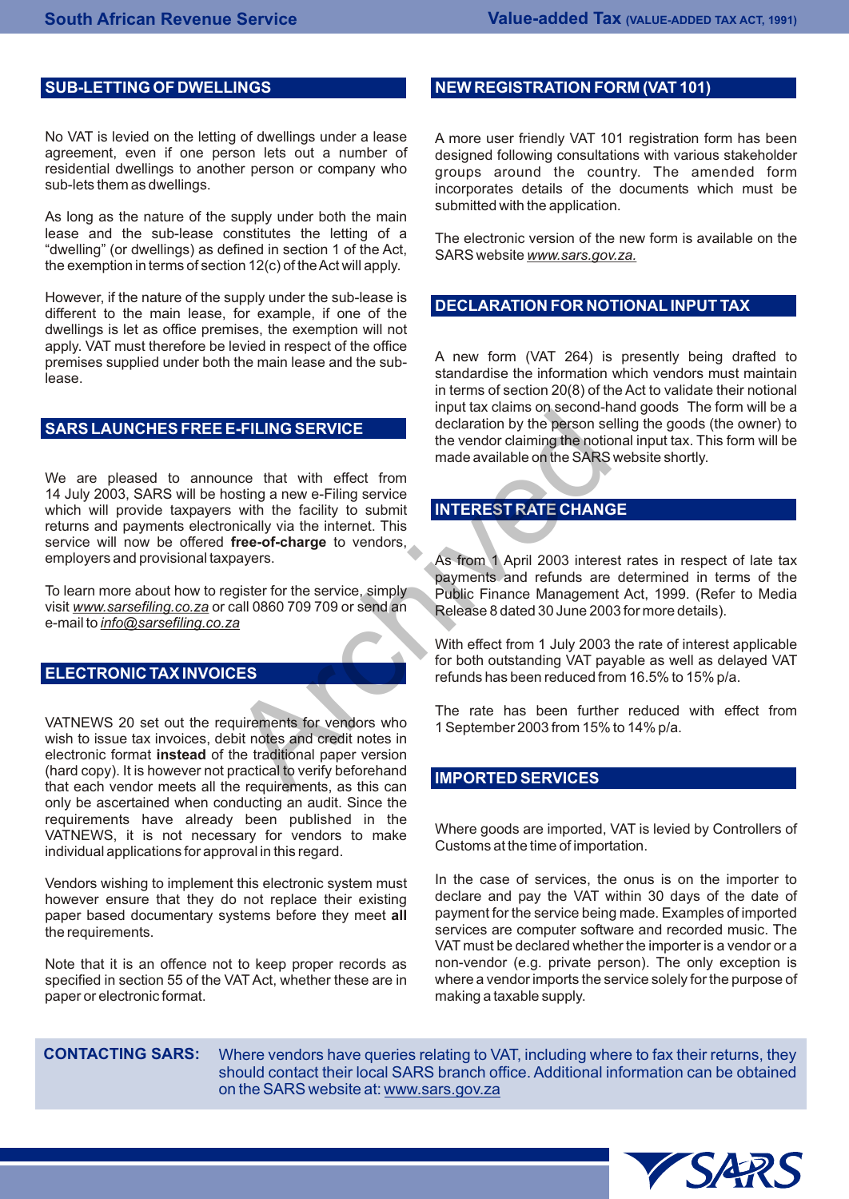## SUB-LETTING OF DWELLINGS

No VAT is levied on the letting of dwellings under a lease agreement, even if one person lets out a number of residential dwellings to another person or company who sub-lets them as dwellings.

As long as the nature of the supply under both the main lease and the sub-lease constitutes the letting of a "dwelling" (or dwellings) as defined in section 1 of the Act, the exemption in terms of section 12(c) of the Act will apply.

However, if the nature of the supply under the sub-lease is different to the main lease, for example, if one of the dwellings is let as office premises, the exemption will not apply. VAT must therefore be levied in respect of the office premises supplied under both the main lease and the sub-lease.

## SARS LAUNCHES FREE E-FILING SERVICE

We are pleased to announce that with effect from 14 July 2003, SARS will be hosting a new e-Filing service which will provide taxpayers with the facility to submit returns and payments electronically via the internet. This service will now be offered **free-of-charge** to vendors, employers and provisional taxpayers.

To learn more about how to register for the service, simply visit *www.sarsefiling.co.za* or call 0860 709 709 or send an e-mail to *info@sarsefiling.co.za*

## ELECTRONIC TAX INVOICES

VATNEWS 20 set out the requirements for vendors who wish to issue tax invoices, debit notes and credit notes in electronic format **instead** of the traditional paper version (hard copy). It is however not practical to verify beforehand that each vendor meets all the requirements, as this can only be ascertained when conducting an audit. Since the requirements have already been published in the VATNEWS, it is not necessary for vendors to make individual applications for approval in this regard.

Vendors wishing to implement this electronic system must however ensure that they do not replace their existing paper based documentary systems before they meet **all** the requirements.

Note that it is an offence not to keep proper records as specified in section 55 of the VAT Act, whether these are in paper or electronic format.

## NEW REGISTRATION FORM (VAT 101)

A more user friendly VAT 101 registration form has been designed following consultations with various stakeholder groups around the country. The amended form incorporates details of the documents which must be submitted with the application.

The electronic version of the new form is available on the SARS website *www.sars.gov.za.*

## DECLARATION FOR NOTIONAL INPUT TAX

A new form (VAT 264) is presently being drafted to standardise the information which vendors must maintain in terms of section 20(8) of the Act to validate their notional input tax claims on second-hand goods. The form will be a declaration by the person selling the goods (the owner) to the vendor claiming the notional input tax. This form will be made available on the SARS website shortly.

## INTEREST RATE CHANGE

As from 1 April 2003 interest rates in respect of late tax payments and refunds are determined in terms of the Public Finance Management Act, 1999. (Refer to Media Release 8 dated 30 June 2003 for more details).

With effect from 1 July 2003 the rate of interest applicable for both outstanding VAT payable as well as delayed VAT refunds has been reduced from 16.5% to 15% p/a.

The rate has been further reduced with effect from 1 September 2003 from 15% to 14% p/a.

## IMPORTED SERVICES

Where goods are imported, VAT is levied by Controllers of Customs at the time of importation.

In the case of services, the onus is on the importer to declare and pay the VAT within 30 days of the date of payment for the service being made. Examples of imported services are computer software and recorded music. The VAT must be declared whether the importer is a vendor or a non-vendor (e.g. private person). The only exception is where a vendor imports the service solely for the purpose of making a taxable supply.

**CONTACTING SARS:** Where vendors have queries relating to VAT, including where to fax their returns, they should contact their local SARS branch office. Additional information can be obtained on the SARS website at: www.sars.gov.za